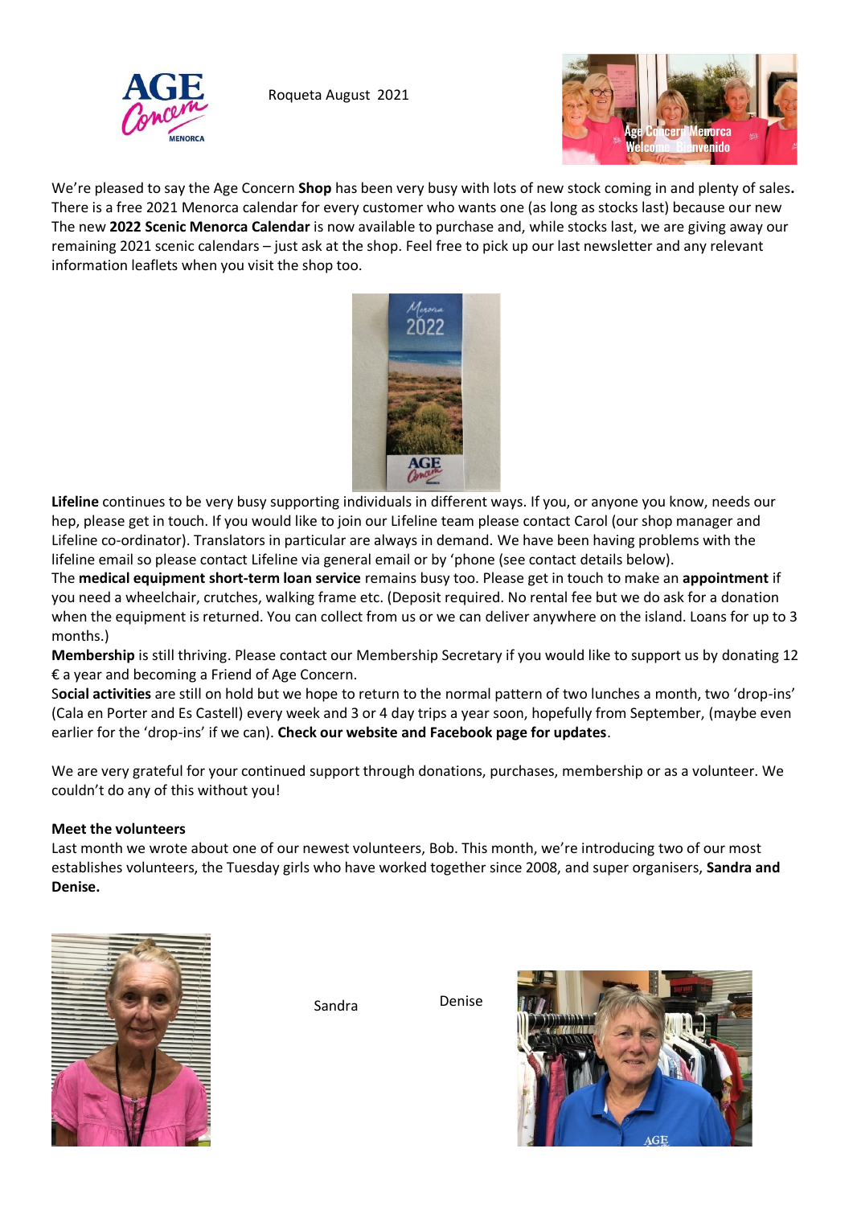Roqueta August 2021

We're pleased to say the Age Concern **Shop** has been very busy with lots of new stock coming in and plenty of sales**.** There is a free 2021 Menorca calendar for every customer who wants one (as long as stocks last) because our new The new **2022 Scenic Menorca Calendar** is now available to purchase and, while stocks last, we are giving away our remaining 2021 scenic calendars – just ask at the shop. Feel free to pick up our last newsletter and any relevant information leaflets when you visit the shop too.

**Lifeline** continues to be very busy supporting individuals in different ways. If you, or anyone you know, needs our hep, please get in touch. If you would like to join our Lifeline team please contact Carol (our shop manager and Lifeline co-ordinator). Translators in particular are always in demand. We have been having problems with the lifeline email so please contact Lifeline via general email or by 'phone (see contact details below).

The **medical equipment short-term loan service** remains busy too. Please get in touch to make an **appointment** if you need a wheelchair, crutches, walking frame etc. (Deposit required. No rental fee but we do ask for a donation when the equipment is returned. You can collect from us or we can deliver anywhere on the island. Loans for up to 3 months.)

**Membership** is still thriving. Please contact our Membership Secretary if you would like to support us by donating 12 € a year and becoming a Friend of Age Concern.

S**ocial activities** are still on hold but we hope to return to the normal pattern of two lunches a month, two 'drop-ins' (Cala en Porter and Es Castell) every week and 3 or 4 day trips a year soon, hopefully from September, (maybe even earlier for the 'drop-ins' if we can). **Check our website and Facebook page for updates**.

We are very grateful for your continued support through donations, purchases, membership or as a volunteer. We couldn't do any of this without you!

**Meet the volunteers**

Last month we wrote about one of our newest volunteers, Bob. This month, we're introducing two of our most establishes volunteers, the Tuesday girls who have worked together since 2008, and super organisers, **Sandra and Denise.**

Sandra

Denise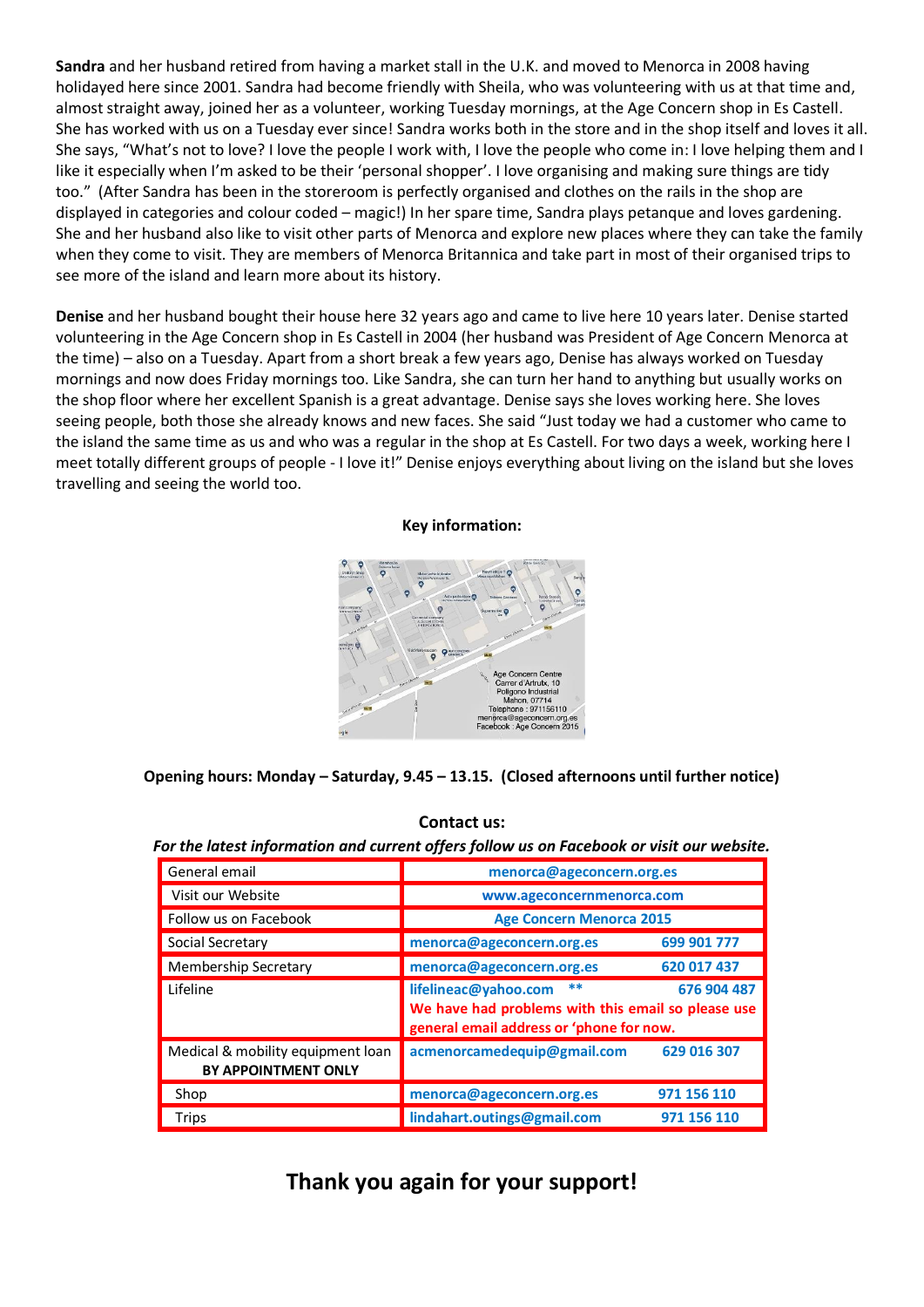**Sandra** and her husband retired from having a market stall in the U.K. and moved to Menorca in 2008 having holidayed here since 2001. Sandra had become friendly with Sheila, who was volunteering with us at that time and, almost straight away, joined her as a volunteer, working Tuesday mornings, at the Age Concern shop in Es Castell. She has worked with us on a Tuesday ever since! Sandra works both in the store and in the shop itself and loves it all. She says, "What's not to love? I love the people I work with, I love the people who come in: I love helping them and I like it especially when I'm asked to be their 'personal shopper'. I love organising and making sure things are tidy too." (After Sandra has been in the storeroom is perfectly organised and clothes on the rails in the shop are displayed in categories and colour coded – magic!) In her spare time, Sandra plays petanque and loves gardening. She and her husband also like to visit other parts of Menorca and explore new places where they can take the family when they come to visit. They are members of Menorca Britannica and take part in most of their organised trips to see more of the island and learn more about its history.

**Denise** and her husband bought their house here 32 years ago and came to live here 10 years later. Denise started volunteering in the Age Concern shop in Es Castell in 2004 (her husband was President of Age Concern Menorca at the time) – also on a Tuesday. Apart from a short break a few years ago, Denise has always worked on Tuesday mornings and now does Friday mornings too. Like Sandra, she can turn her hand to anything but usually works on the shop floor where her excellent Spanish is a great advantage. Denise says she loves working here. She loves seeing people, both those she already knows and new faces. She said "Just today we had a customer who came to the island the same time as us and who was a regular in the shop at Es Castell. For two days a week, working here I meet totally different groups of people - I love it!" Denise enjoys everything about living on the island but she loves travelling and seeing the world too.

**Key information:**

Age Concern Centre
Carrer d'Artutx, 10
Poligono Industrial
Mahon, 07714
Telephone : 971156110
menorca@ageconcern.org.es
Facebook : Age Concern 2015

**Opening hours: Monday – Saturday, 9.45 – 13.15. (Closed afternoons until further notice)**

**Contact us:**

***For the latest information and current offers follow us on Facebook or visit our website.***

| | | |
|---|---|---|
| General email | menorca@ageconcern.org.es | |
| Visit our Website | www.ageconcernmenorca.com | |
| Follow us on Facebook | Age Concern Menorca 2015 | |
| Social Secretary | menorca@ageconcern.org.es | 699 901 777 |
| Membership Secretary | menorca@ageconcern.org.es | 620 017 437 |
| Lifeline | lifelineac@yahoo.com ** We have had problems with this email so please use general email address or 'phone for now. | 676 904 487 |
| Medical & mobility equipment loan **BY APPOINTMENT ONLY** | acmenorcamedequip@gmail.com | 629 016 307 |
| Shop | menorca@ageconcern.org.es | 971 156 110 |
| Trips | lindahart.outings@gmail.com | 971 156 110 |

## Thank you again for your support!